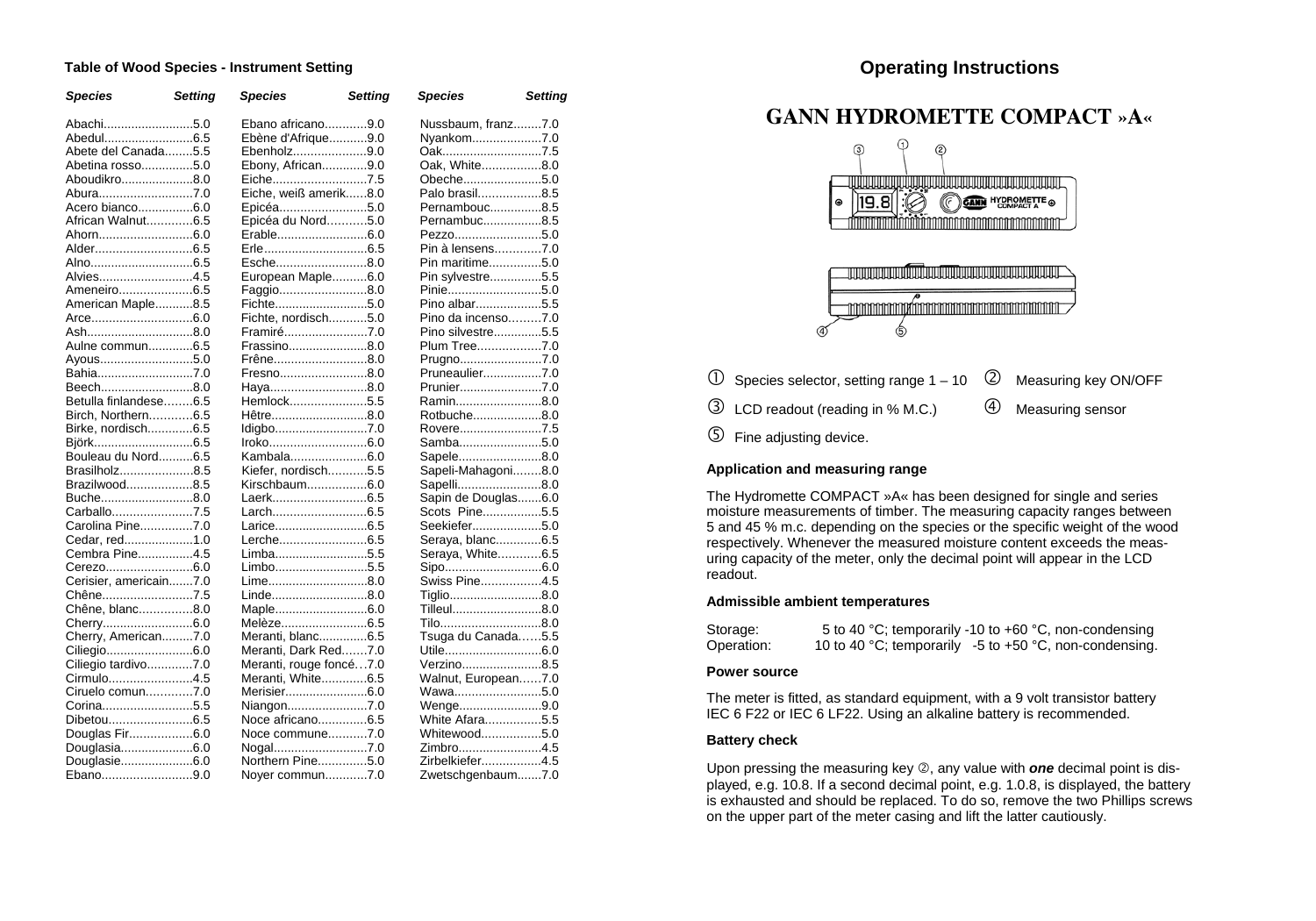## Table of Wood Species - Instrument Setting

| Species | Setting | Species | Setting | Species | Setting |
|---|---|---|---|---|---|
| Abachi | 5.0 | Ebano africano | 9.0 | Nussbaum, franz | 7.0 |
| Abedul | 6.5 | Ebène d'Afrique | 9.0 | Nyankom | 7.0 |
| Abete del Canada | 5.5 | Ebenholz | 9.0 | Oak | 7.5 |
| Abetina rosso | 5.0 | Ebony, African | 9.0 | Oak, White | 8.0 |
| Aboudikro | 8.0 | Eiche | 7.5 | Obeche | 5.0 |
| Abura | 7.0 | Eiche, weiß amerik | 8.0 | Palo brasil | 8.5 |
| Acero bianco | 6.0 | Epicéa | 5.0 | Pernambouc | 8.5 |
| African Walnut | 6.5 | Epicéa du Nord | 5.0 | Pernambuc | 8.5 |
| Ahorn | 6.0 | Erable | 6.0 | Pezzo | 5.0 |
| Alder | 6.5 | Erle | 6.5 | Pin à lensens | 7.0 |
| Alno | 6.5 | Esche | 8.0 | Pin maritime | 5.0 |
| Alvies | 4.5 | European Maple | 6.0 | Pin sylvestre | 5.5 |
| Ameneiro | 6.5 | Faggio | 8.0 | Pinie | 5.0 |
| American Maple | 8.5 | Fichte | 5.0 | Pino albar | 5.5 |
| Arce | 6.0 | Fichte, nordisch | 5.0 | Pino da incenso | 7.0 |
| Ash | 8.0 | Framiré | 7.0 | Pino silvestre | 5.5 |
| Aulne commun | 6.5 | Frassino | 8.0 | Plum Tree | 7.0 |
| Ayous | 5.0 | Frêne | 8.0 | Prugno | 7.0 |
| Bahia | 7.0 | Fresno | 8.0 | Pruneaulier | 7.0 |
| Beech | 8.0 | Haya | 8.0 | Prunier | 7.0 |
| Betulla finlandese | 6.5 | Hemlock | 5.5 | Ramin | 8.0 |
| Birch, Northern | 6.5 | Hêtre | 8.0 | Rotbuche | 8.0 |
| Birke, nordisch | 6.5 | Idigbo | 7.0 | Rovere | 7.5 |
| Björk | 6.5 | Iroko | 6.0 | Samba | 5.0 |
| Bouleau du Nord | 6.5 | Kambala | 6.0 | Sapele | 8.0 |
| Brasilholz | 8.5 | Kiefer, nordisch | 5.5 | Sapeli-Mahagoni | 8.0 |
| Brazilwood | 8.5 | Kirschbaum | 6.0 | Sapelli | 8.0 |
| Buche | 8.0 | Laerk | 6.5 | Sapin de Douglas | 6.0 |
| Carballo | 7.5 | Larch | 6.5 | Scots Pine | 5.5 |
| Carolina Pine | 7.0 | Larice | 6.5 | Seekiefer | 5.0 |
| Cedar, red | 1.0 | Lerche | 6.5 | Seraya, blanc | 6.5 |
| Cembra Pine | 4.5 | Limba | 5.5 | Seraya, White | 6.5 |
| Cerezo | 6.0 | Limbo | 5.5 | Sipo | 6.0 |
| Cerisier, americain | 7.0 | Lime | 8.0 | Swiss Pine | 4.5 |
| Chêne | 7.5 | Linde | 8.0 | Tiglio | 8.0 |
| Chêne, blanc | 8.0 | Maple | 6.0 | Tilleul | 8.0 |
| Cherry | 6.0 | Melèze | 6.5 | Tilo | 8.0 |
| Cherry, American | 7.0 | Meranti, blanc | 6.5 | Tsuga du Canada | 5.5 |
| Ciliegio | 6.0 | Meranti, Dark Red | 7.0 | Utile | 6.0 |
| Ciliegio tardivo | 7.0 | Meranti, rouge foncé | 7.0 | Verzino | 8.5 |
| Cirmulo | 4.5 | Meranti, White | 6.5 | Walnut, European | 7.0 |
| Ciruelo comun | 7.0 | Merisier | 6.0 | Wawa | 5.0 |
| Corina | 5.5 | Niangon | 7.0 | Wenge | 9.0 |
| Dibetou | 6.5 | Noce africano | 6.5 | White Afara | 5.5 |
| Douglas Fir | 6.0 | Noce commune | 7.0 | Whitewood | 5.0 |
| Douglasia | 6.0 | Nogal | 7.0 | Zimbro | 4.5 |
| Douglasie | 6.0 | Northern Pine | 5.0 | Zirbelkiefer | 4.5 |
| Ebano | 9.0 | Noyer commun | 7.0 | Zwetschgenbaum | 7.0 |

## Operating Instructions

# GANN HYDROMETTE COMPACT »A«

① Species selector, setting range 1 – 10 ② Measuring key ON/OFF

③ LCD readout (reading in % M.C.) ④ Measuring sensor

⑤ Fine adjusting device.

### Application and measuring range

The Hydromette COMPACT »A« has been designed for single and series moisture measurements of timber. The measuring capacity ranges between 5 and 45 % m.c. depending on the species or the specific weight of the wood respectively. Whenever the measured moisture content exceeds the measuring capacity of the meter, only the decimal point will appear in the LCD readout.

### Admissible ambient temperatures

Storage: 5 to 40 °C; temporarily -10 to +60 °C, non-condensing
Operation: 10 to 40 °C; temporarily -5 to +50 °C, non-condensing.

### Power source

The meter is fitted, as standard equipment, with a 9 volt transistor battery IEC 6 F22 or IEC 6 LF22. Using an alkaline battery is recommended.

### Battery check

Upon pressing the measuring key ②, any value with ***one*** decimal point is displayed, e.g. 10.8. If a second decimal point, e.g. 1.0.8, is displayed, the battery is exhausted and should be replaced. To do so, remove the two Phillips screws on the upper part of the meter casing and lift the latter cautiously.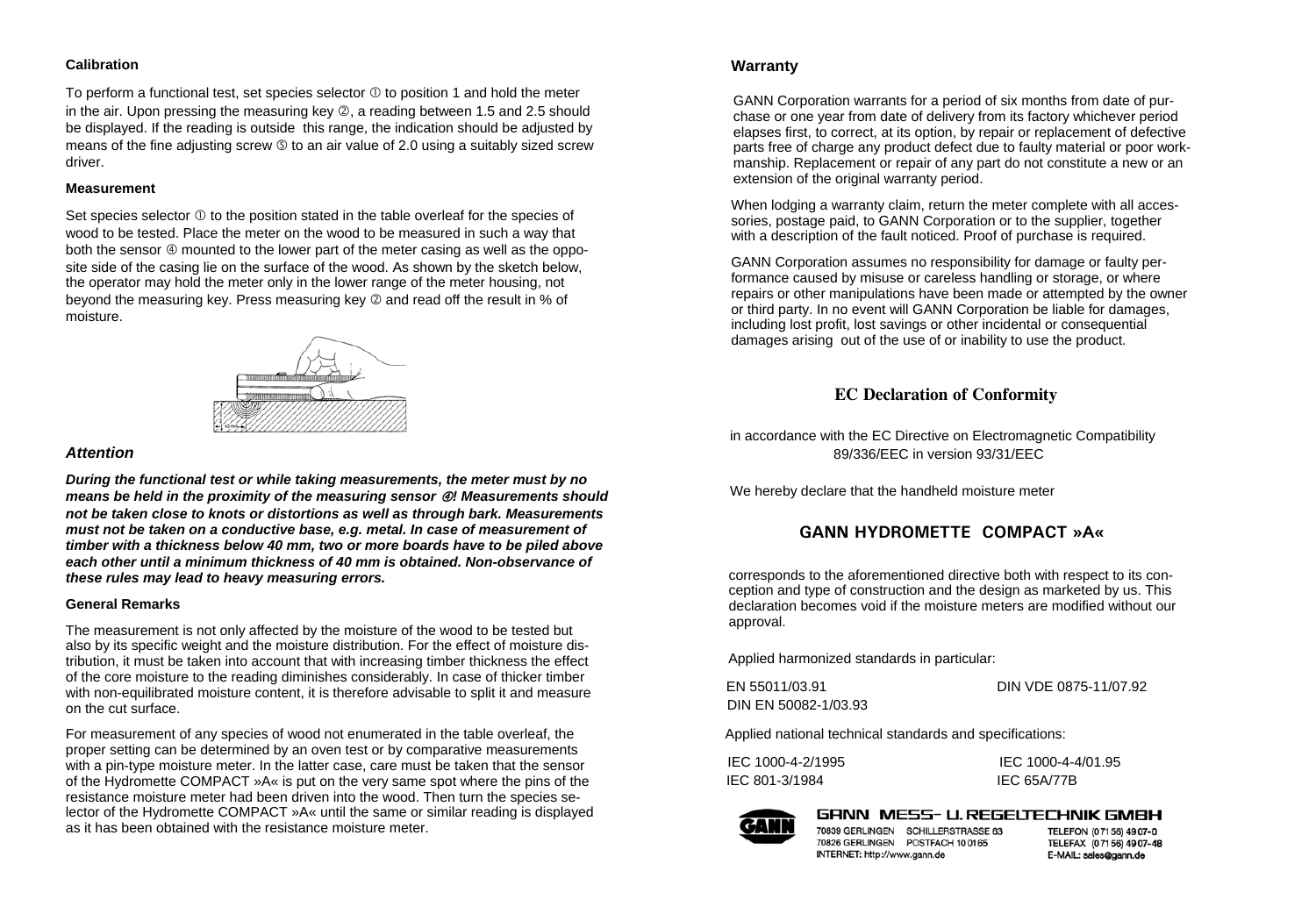**Calibration**

To perform a functional test, set species selector ① to position 1 and hold the meter in the air. Upon pressing the measuring key ②, a reading between 1.5 and 2.5 should be displayed. If the reading is outside this range, the indication should be adjusted by means of the fine adjusting screw ⑤ to an air value of 2.0 using a suitably sized screw driver.

**Measurement**

Set species selector ① to the position stated in the table overleaf for the species of wood to be tested. Place the meter on the wood to be measured in such a way that both the sensor ④ mounted to the lower part of the meter casing as well as the opposite side of the casing lie on the surface of the wood. As shown by the sketch below, the operator may hold the meter only in the lower range of the meter housing, not beyond the measuring key. Press measuring key ② and read off the result in % of moisture.

***Attention***

***During the functional test or while taking measurements, the meter must by no means be held in the proximity of the measuring sensor ④! Measurements should not be taken close to knots or distortions as well as through bark. Measurements must not be taken on a conductive base, e.g. metal. In case of measurement of timber with a thickness below 40 mm, two or more boards have to be piled above each other until a minimum thickness of 40 mm is obtained. Non-observance of these rules may lead to heavy measuring errors.***

**General Remarks**

The measurement is not only affected by the moisture of the wood to be tested but also by its specific weight and the moisture distribution. For the effect of moisture distribution, it must be taken into account that with increasing timber thickness the effect of the core moisture to the reading diminishes considerably. In case of thicker timber with non-equilibrated moisture content, it is therefore advisable to split it and measure on the cut surface.

For measurement of any species of wood not enumerated in the table overleaf, the proper setting can be determined by an oven test or by comparative measurements with a pin-type moisture meter. In the latter case, care must be taken that the sensor of the Hydromette COMPACT »A« is put on the very same spot where the pins of the resistance moisture meter had been driven into the wood. Then turn the species selector of the Hydromette COMPACT »A« until the same or similar reading is displayed as it has been obtained with the resistance moisture meter.

**Warranty**

GANN Corporation warrants for a period of six months from date of purchase or one year from date of delivery from its factory whichever period elapses first, to correct, at its option, by repair or replacement of defective parts free of charge any product defect due to faulty material or poor workmanship. Replacement or repair of any part do not constitute a new or an extension of the original warranty period.

When lodging a warranty claim, return the meter complete with all accessories, postage paid, to GANN Corporation or to the supplier, together with a description of the fault noticed. Proof of purchase is required.

GANN Corporation assumes no responsibility for damage or faulty performance caused by misuse or careless handling or storage, or where repairs or other manipulations have been made or attempted by the owner or third party. In no event will GANN Corporation be liable for damages, including lost profit, lost savings or other incidental or consequential damages arising out of the use of or inability to use the product.

## EC Declaration of Conformity

in accordance with the EC Directive on Electromagnetic Compatibility 89/336/EEC in version 93/31/EEC

We hereby declare that the handheld moisture meter

**GANN HYDROMETTE COMPACT »A«**

corresponds to the aforementioned directive both with respect to its conception and type of construction and the design as marketed by us. This declaration becomes void if the moisture meters are modified without our approval.

Applied harmonized standards in particular:

EN 55011/03.91
DIN VDE 0875-11/07.92
DIN EN 50082-1/03.93

Applied national technical standards and specifications:

IEC 1000-4-2/1995
IEC 1000-4-4/01.95
IEC 801-3/1984
IEC 65A/77B

**GANN MESS- U. REGELTECHNIK GMBH**

70839 GERLINGEN SCHILLERSTRASSE 63
70826 GERLINGEN POSTFACH 10 01 65
INTERNET: http://www.gann.de

TELEFON (0 71 56) 49 07-0
TELEFAX (0 71 56) 49 07-48
E-MAIL: sales@gann.de